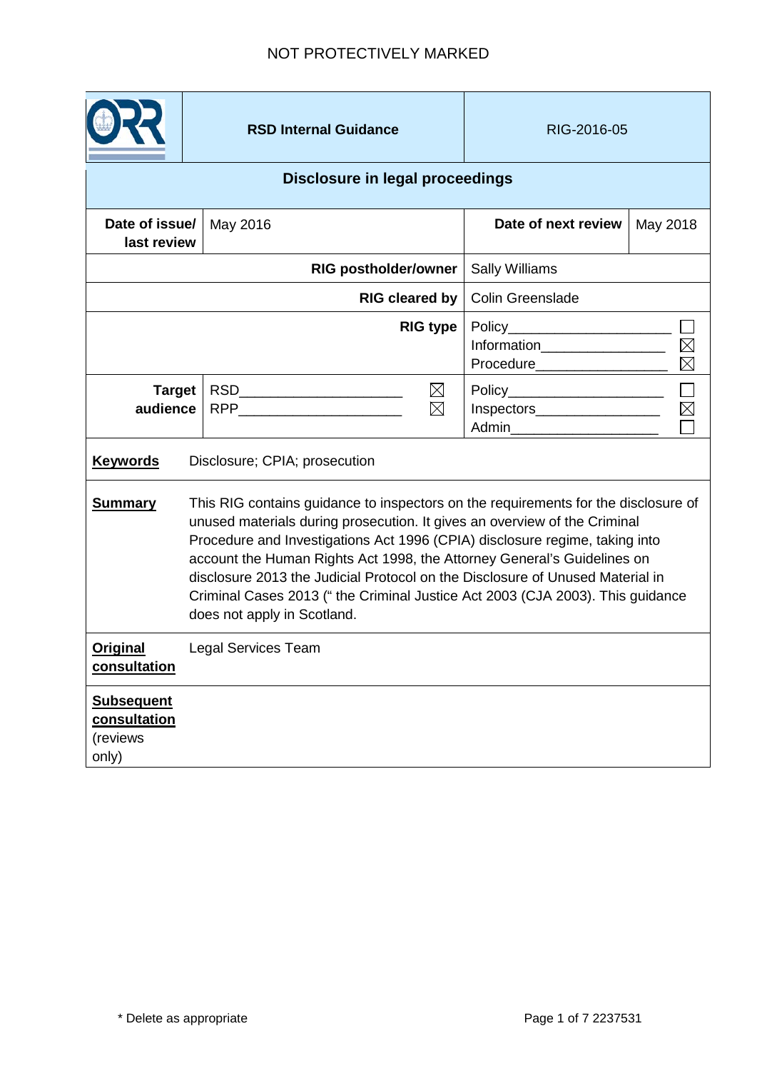NOT PROTECTIVELY MARKED

| | RSD Internal Guidance | RIG-2016-05 | |
|---|---|---|---|
| **Disclosure in legal proceedings** | | | |
| **Date of issue/ last review** | May 2016 | **Date of next review** | May 2018 |
| **RIG postholder/owner** | | Sally Williams | |
| **RIG cleared by** | | Colin Greenslade | |
| **RIG type** | | Policy ☐<br>Information ☒<br>Procedure ☒ | |
| **Target audience** | RSD ☒<br>RPP ☒ | Policy ☐<br>Inspectors ☒<br>Admin ☐ | |

**Keywords** Disclosure; CPIA; prosecution

**Summary** This RIG contains guidance to inspectors on the requirements for the disclosure of unused materials during prosecution. It gives an overview of the Criminal Procedure and Investigations Act 1996 (CPIA) disclosure regime, taking into account the Human Rights Act 1998, the Attorney General's Guidelines on disclosure 2013 the Judicial Protocol on the Disclosure of Unused Material in Criminal Cases 2013 (" the Criminal Justice Act 2003 (CJA 2003). This guidance does not apply in Scotland.

**Original consultation** Legal Services Team

**Subsequent consultation** (reviews only)

\* Delete as appropriate

2237531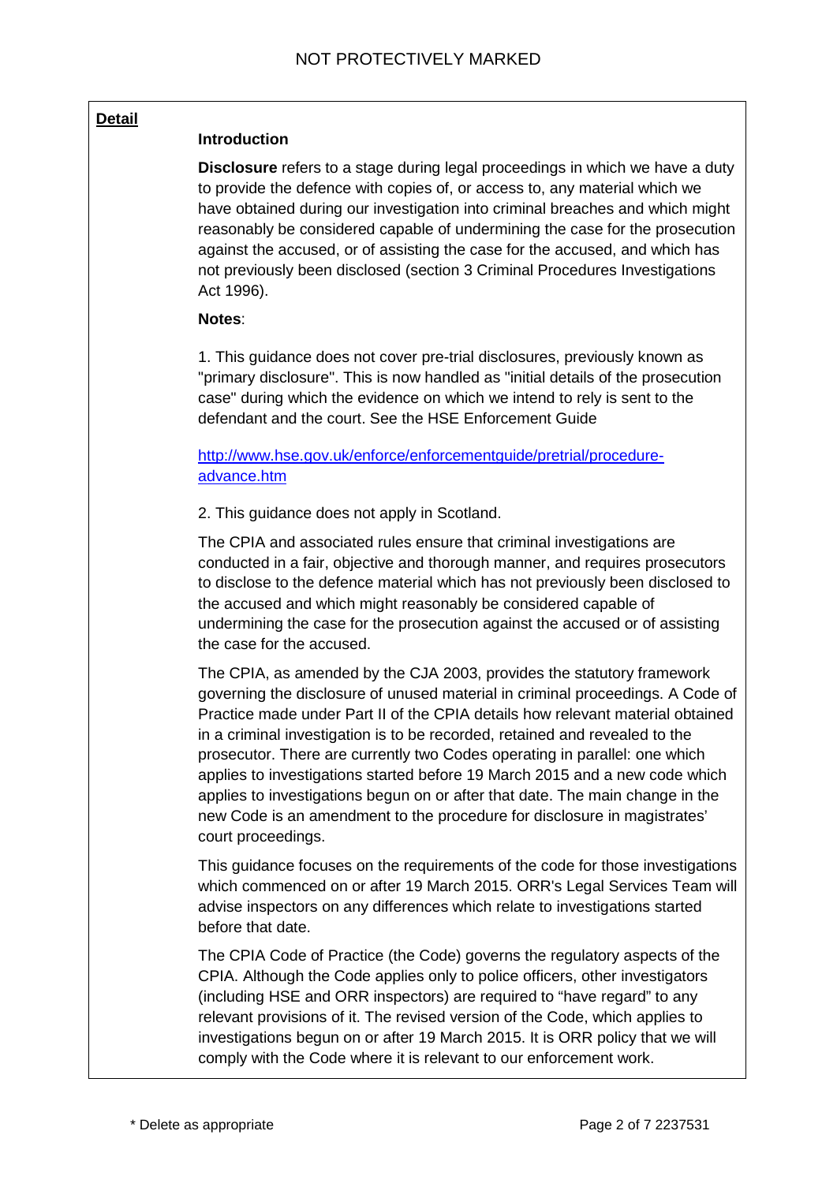**Detail**

**Introduction**

**Disclosure** refers to a stage during legal proceedings in which we have a duty to provide the defence with copies of, or access to, any material which we have obtained during our investigation into criminal breaches and which might reasonably be considered capable of undermining the case for the prosecution against the accused, or of assisting the case for the accused, and which has not previously been disclosed (section 3 Criminal Procedures Investigations Act 1996).

**Notes**:

1. This guidance does not cover pre-trial disclosures, previously known as "primary disclosure". This is now handled as "initial details of the prosecution case" during which the evidence on which we intend to rely is sent to the defendant and the court. See the HSE Enforcement Guide

http://www.hse.gov.uk/enforce/enforcementguide/pretrial/procedure-advance.htm

2. This guidance does not apply in Scotland.

The CPIA and associated rules ensure that criminal investigations are conducted in a fair, objective and thorough manner, and requires prosecutors to disclose to the defence material which has not previously been disclosed to the accused and which might reasonably be considered capable of undermining the case for the prosecution against the accused or of assisting the case for the accused.

The CPIA, as amended by the CJA 2003, provides the statutory framework governing the disclosure of unused material in criminal proceedings. A Code of Practice made under Part II of the CPIA details how relevant material obtained in a criminal investigation is to be recorded, retained and revealed to the prosecutor. There are currently two Codes operating in parallel: one which applies to investigations started before 19 March 2015 and a new code which applies to investigations begun on or after that date. The main change in the new Code is an amendment to the procedure for disclosure in magistrates' court proceedings.

This guidance focuses on the requirements of the code for those investigations which commenced on or after 19 March 2015. ORR's Legal Services Team will advise inspectors on any differences which relate to investigations started before that date.

The CPIA Code of Practice (the Code) governs the regulatory aspects of the CPIA. Although the Code applies only to police officers, other investigators (including HSE and ORR inspectors) are required to "have regard" to any relevant provisions of it. The revised version of the Code, which applies to investigations begun on or after 19 March 2015. It is ORR policy that we will comply with the Code where it is relevant to our enforcement work.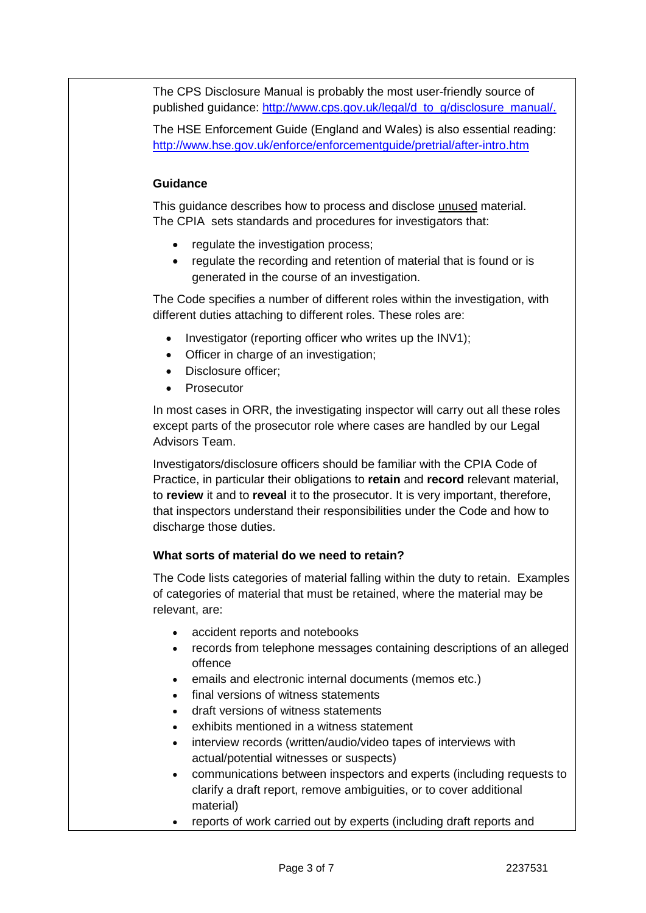The CPS Disclosure Manual is probably the most user-friendly source of published guidance: [http://www.cps.gov.uk/legal/d_to_g/disclosure_manual/.](http://www.cps.gov.uk/legal/d_to_g/disclosure_manual/)

The HSE Enforcement Guide (England and Wales) is also essential reading: [http://www.hse.gov.uk/enforce/enforcementguide/pretrial/after-intro.htm](http://www.hse.gov.uk/enforce/enforcementguide/pretrial/after-intro.htm)

### Guidance

This guidance describes how to process and disclose unused material. The CPIA sets standards and procedures for investigators that:

- regulate the investigation process;
- regulate the recording and retention of material that is found or is generated in the course of an investigation.

The Code specifies a number of different roles within the investigation, with different duties attaching to different roles. These roles are:

- Investigator (reporting officer who writes up the INV1);
- Officer in charge of an investigation;
- Disclosure officer;
- Prosecutor

In most cases in ORR, the investigating inspector will carry out all these roles except parts of the prosecutor role where cases are handled by our Legal Advisors Team.

Investigators/disclosure officers should be familiar with the CPIA Code of Practice, in particular their obligations to **retain** and **record** relevant material, to **review** it and to **reveal** it to the prosecutor. It is very important, therefore, that inspectors understand their responsibilities under the Code and how to discharge those duties.

### What sorts of material do we need to retain?

The Code lists categories of material falling within the duty to retain. Examples of categories of material that must be retained, where the material may be relevant, are:

- accident reports and notebooks
- records from telephone messages containing descriptions of an alleged offence
- emails and electronic internal documents (memos etc.)
- final versions of witness statements
- draft versions of witness statements
- exhibits mentioned in a witness statement
- interview records (written/audio/video tapes of interviews with actual/potential witnesses or suspects)
- communications between inspectors and experts (including requests to clarify a draft report, remove ambiguities, or to cover additional material)
- reports of work carried out by experts (including draft reports and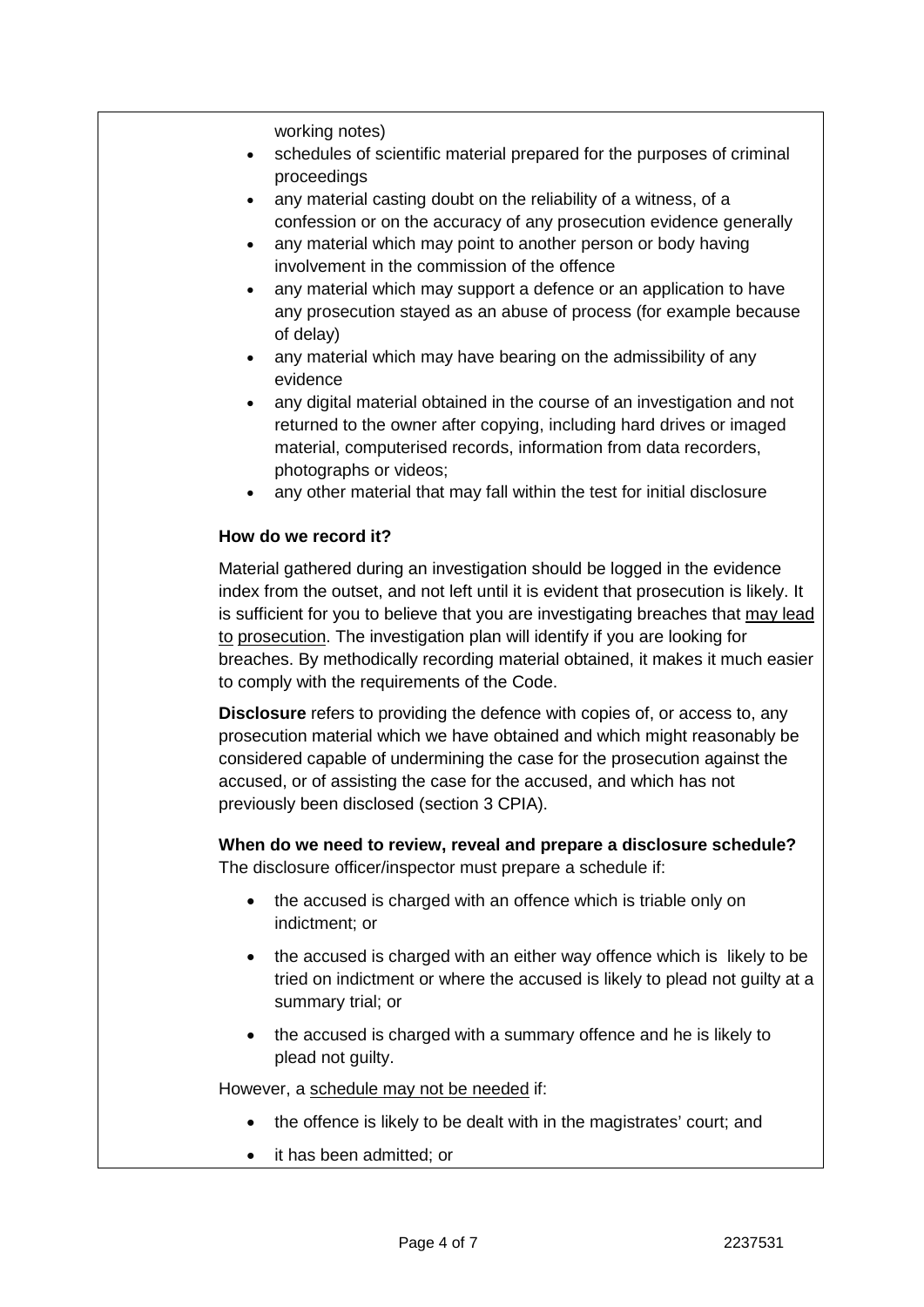working notes)

- schedules of scientific material prepared for the purposes of criminal proceedings
- any material casting doubt on the reliability of a witness, of a confession or on the accuracy of any prosecution evidence generally
- any material which may point to another person or body having involvement in the commission of the offence
- any material which may support a defence or an application to have any prosecution stayed as an abuse of process (for example because of delay)
- any material which may have bearing on the admissibility of any evidence
- any digital material obtained in the course of an investigation and not returned to the owner after copying, including hard drives or imaged material, computerised records, information from data recorders, photographs or videos;
- any other material that may fall within the test for initial disclosure

**How do we record it?**

Material gathered during an investigation should be logged in the evidence index from the outset, and not left until it is evident that prosecution is likely. It is sufficient for you to believe that you are investigating breaches that may lead to prosecution. The investigation plan will identify if you are looking for breaches. By methodically recording material obtained, it makes it much easier to comply with the requirements of the Code.

**Disclosure** refers to providing the defence with copies of, or access to, any prosecution material which we have obtained and which might reasonably be considered capable of undermining the case for the prosecution against the accused, or of assisting the case for the accused, and which has not previously been disclosed (section 3 CPIA).

**When do we need to review, reveal and prepare a disclosure schedule?**
The disclosure officer/inspector must prepare a schedule if:

- the accused is charged with an offence which is triable only on indictment; or
- the accused is charged with an either way offence which is likely to be tried on indictment or where the accused is likely to plead not guilty at a summary trial; or
- the accused is charged with a summary offence and he is likely to plead not guilty.

However, a schedule may not be needed if:

- the offence is likely to be dealt with in the magistrates' court; and
- it has been admitted; or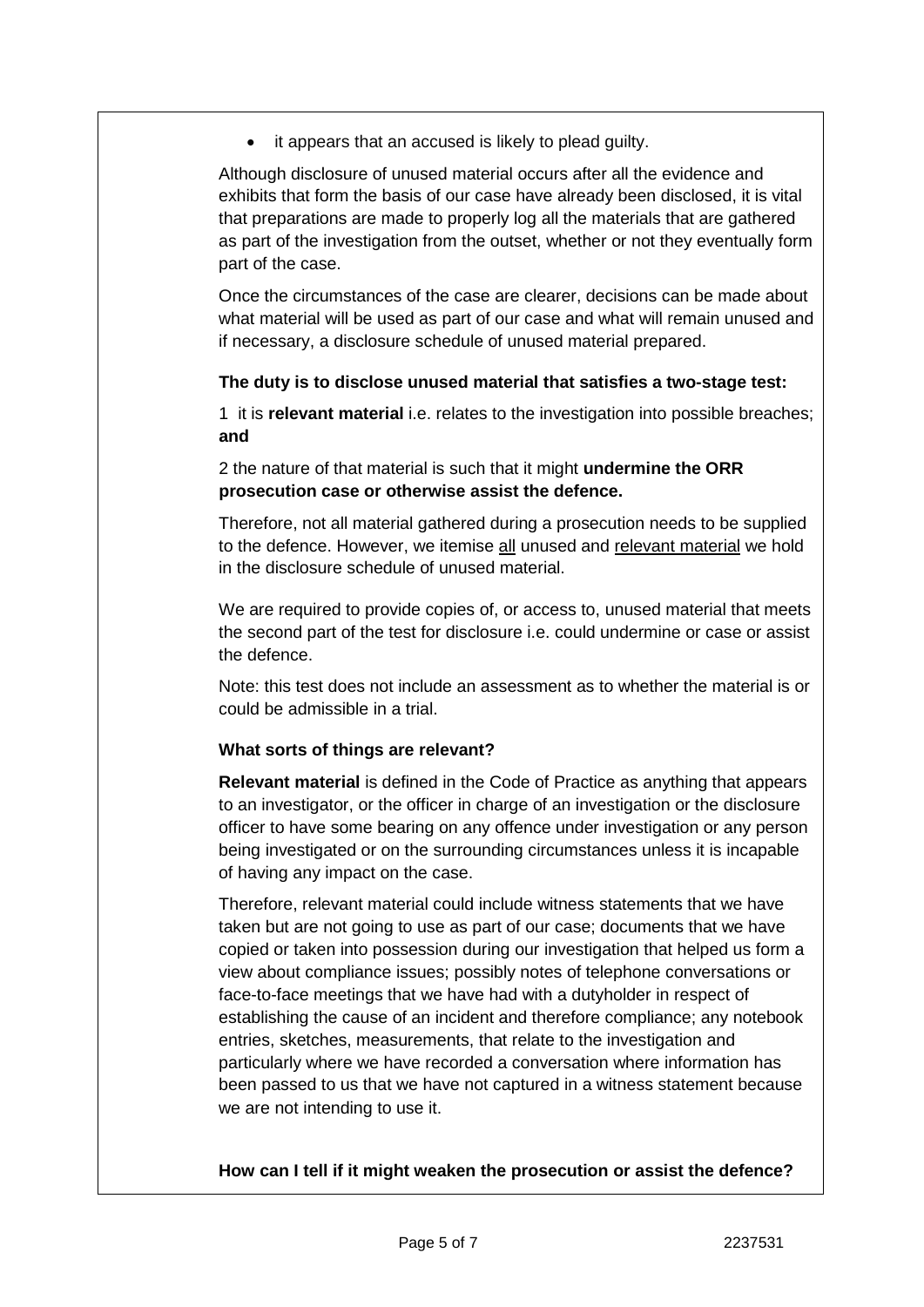- it appears that an accused is likely to plead guilty.

Although disclosure of unused material occurs after all the evidence and exhibits that form the basis of our case have already been disclosed, it is vital that preparations are made to properly log all the materials that are gathered as part of the investigation from the outset, whether or not they eventually form part of the case.

Once the circumstances of the case are clearer, decisions can be made about what material will be used as part of our case and what will remain unused and if necessary, a disclosure schedule of unused material prepared.

**The duty is to disclose unused material that satisfies a two-stage test:**

1 it is **relevant material** i.e. relates to the investigation into possible breaches; **and**

2 the nature of that material is such that it might **undermine the ORR prosecution case or otherwise assist the defence.**

Therefore, not all material gathered during a prosecution needs to be supplied to the defence. However, we itemise <u>all</u> unused and <u>relevant material</u> we hold in the disclosure schedule of unused material.

We are required to provide copies of, or access to, unused material that meets the second part of the test for disclosure i.e. could undermine or case or assist the defence.

Note: this test does not include an assessment as to whether the material is or could be admissible in a trial.

**What sorts of things are relevant?**

**Relevant material** is defined in the Code of Practice as anything that appears to an investigator, or the officer in charge of an investigation or the disclosure officer to have some bearing on any offence under investigation or any person being investigated or on the surrounding circumstances unless it is incapable of having any impact on the case.

Therefore, relevant material could include witness statements that we have taken but are not going to use as part of our case; documents that we have copied or taken into possession during our investigation that helped us form a view about compliance issues; possibly notes of telephone conversations or face-to-face meetings that we have had with a dutyholder in respect of establishing the cause of an incident and therefore compliance; any notebook entries, sketches, measurements, that relate to the investigation and particularly where we have recorded a conversation where information has been passed to us that we have not captured in a witness statement because we are not intending to use it.

**How can I tell if it might weaken the prosecution or assist the defence?**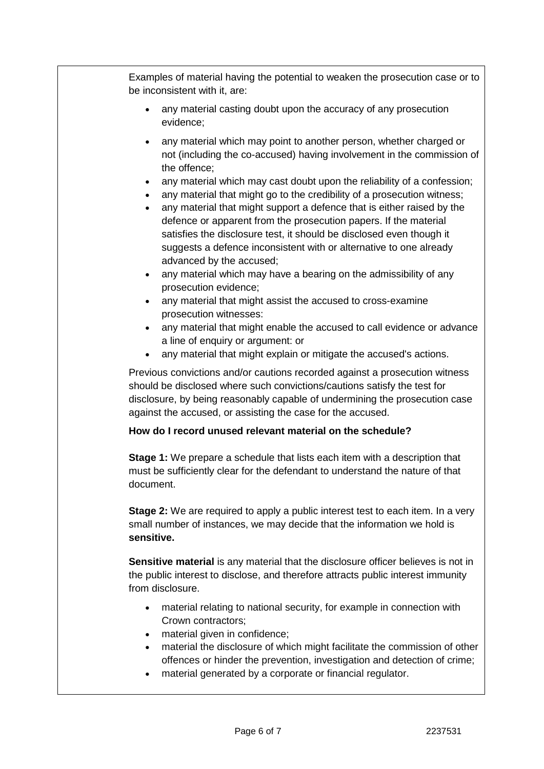Examples of material having the potential to weaken the prosecution case or to be inconsistent with it, are:

- any material casting doubt upon the accuracy of any prosecution evidence;
- any material which may point to another person, whether charged or not (including the co-accused) having involvement in the commission of the offence;
- any material which may cast doubt upon the reliability of a confession;
- any material that might go to the credibility of a prosecution witness;
- any material that might support a defence that is either raised by the defence or apparent from the prosecution papers. If the material satisfies the disclosure test, it should be disclosed even though it suggests a defence inconsistent with or alternative to one already advanced by the accused;
- any material which may have a bearing on the admissibility of any prosecution evidence;
- any material that might assist the accused to cross-examine prosecution witnesses:
- any material that might enable the accused to call evidence or advance a line of enquiry or argument: or
- any material that might explain or mitigate the accused's actions.

Previous convictions and/or cautions recorded against a prosecution witness should be disclosed where such convictions/cautions satisfy the test for disclosure, by being reasonably capable of undermining the prosecution case against the accused, or assisting the case for the accused.

**How do I record unused relevant material on the schedule?**

**Stage 1:** We prepare a schedule that lists each item with a description that must be sufficiently clear for the defendant to understand the nature of that document.

**Stage 2:** We are required to apply a public interest test to each item. In a very small number of instances, we may decide that the information we hold is **sensitive.**

**Sensitive material** is any material that the disclosure officer believes is not in the public interest to disclose, and therefore attracts public interest immunity from disclosure.

- material relating to national security, for example in connection with Crown contractors;
- material given in confidence;
- material the disclosure of which might facilitate the commission of other offences or hinder the prevention, investigation and detection of crime;
- material generated by a corporate or financial regulator.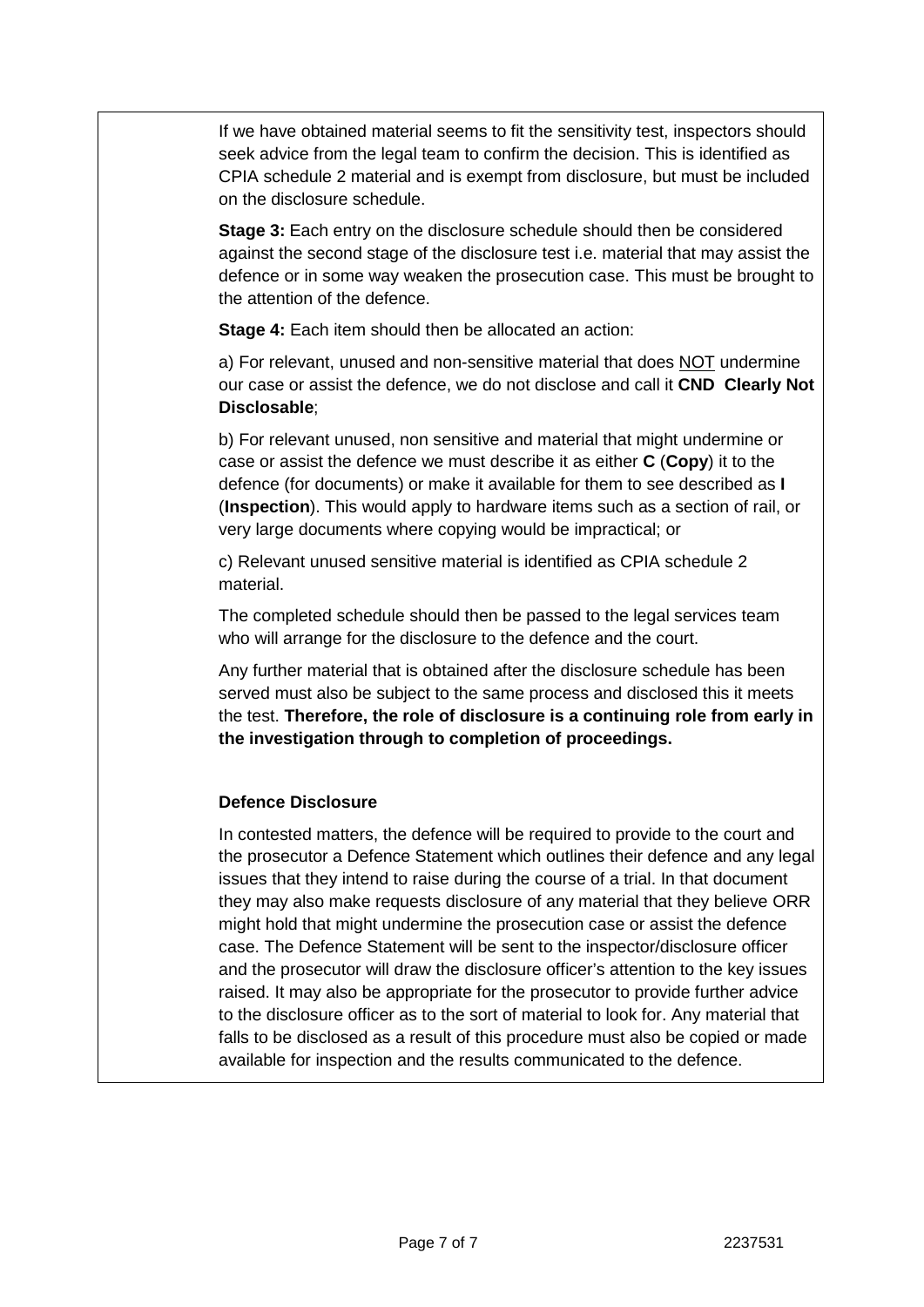If we have obtained material seems to fit the sensitivity test, inspectors should seek advice from the legal team to confirm the decision. This is identified as CPIA schedule 2 material and is exempt from disclosure, but must be included on the disclosure schedule.

**Stage 3:** Each entry on the disclosure schedule should then be considered against the second stage of the disclosure test i.e. material that may assist the defence or in some way weaken the prosecution case. This must be brought to the attention of the defence.

**Stage 4:** Each item should then be allocated an action:

a) For relevant, unused and non-sensitive material that does NOT undermine our case or assist the defence, we do not disclose and call it **CND Clearly Not Disclosable**;

b) For relevant unused, non sensitive and material that might undermine or case or assist the defence we must describe it as either **C** (**Copy**) it to the defence (for documents) or make it available for them to see described as **I** (**Inspection**). This would apply to hardware items such as a section of rail, or very large documents where copying would be impractical; or

c) Relevant unused sensitive material is identified as CPIA schedule 2 material.

The completed schedule should then be passed to the legal services team who will arrange for the disclosure to the defence and the court.

Any further material that is obtained after the disclosure schedule has been served must also be subject to the same process and disclosed this it meets the test. **Therefore, the role of disclosure is a continuing role from early in the investigation through to completion of proceedings.**

**Defence Disclosure**

In contested matters, the defence will be required to provide to the court and the prosecutor a Defence Statement which outlines their defence and any legal issues that they intend to raise during the course of a trial. In that document they may also make requests disclosure of any material that they believe ORR might hold that might undermine the prosecution case or assist the defence case. The Defence Statement will be sent to the inspector/disclosure officer and the prosecutor will draw the disclosure officer's attention to the key issues raised. It may also be appropriate for the prosecutor to provide further advice to the disclosure officer as to the sort of material to look for. Any material that falls to be disclosed as a result of this procedure must also be copied or made available for inspection and the results communicated to the defence.